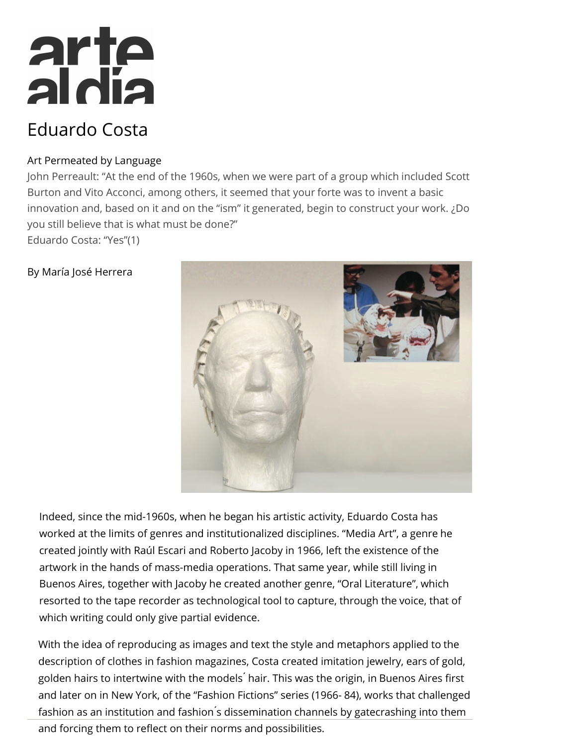# arte al día

# Eduardo Costa

## Art Permeated by Language

John Perreault: "At the end of the 1960s, when we were part of a group which included Scott Burton and Vito Acconci, among others, it seemed that your forte was to invent a basic innovation and, based on it and on the "ism" it generated, begin to construct your work. ¿Do you still believe that is what must be done?"
Eduardo Costa: "Yes"(1)

By María José Herrera

Indeed, since the mid-1960s, when he began his artistic activity, Eduardo Costa has worked at the limits of genres and institutionalized disciplines. "Media Art", a genre he created jointly with Raúl Escari and Roberto Jacoby in 1966, left the existence of the artwork in the hands of mass-media operations. That same year, while still living in Buenos Aires, together with Jacoby he created another genre, "Oral Literature", which resorted to the tape recorder as technological tool to capture, through the voice, that of which writing could only give partial evidence.

With the idea of reproducing as images and text the style and metaphors applied to the description of clothes in fashion magazines, Costa created imitation jewelry, ears of gold, golden hairs to intertwine with the models´ hair. This was the origin, in Buenos Aires first and later on in New York, of the "Fashion Fictions" series (1966- 84), works that challenged fashion as an institution and fashion´s dissemination channels by gatecrashing into them and forcing them to reflect on their norms and possibilities.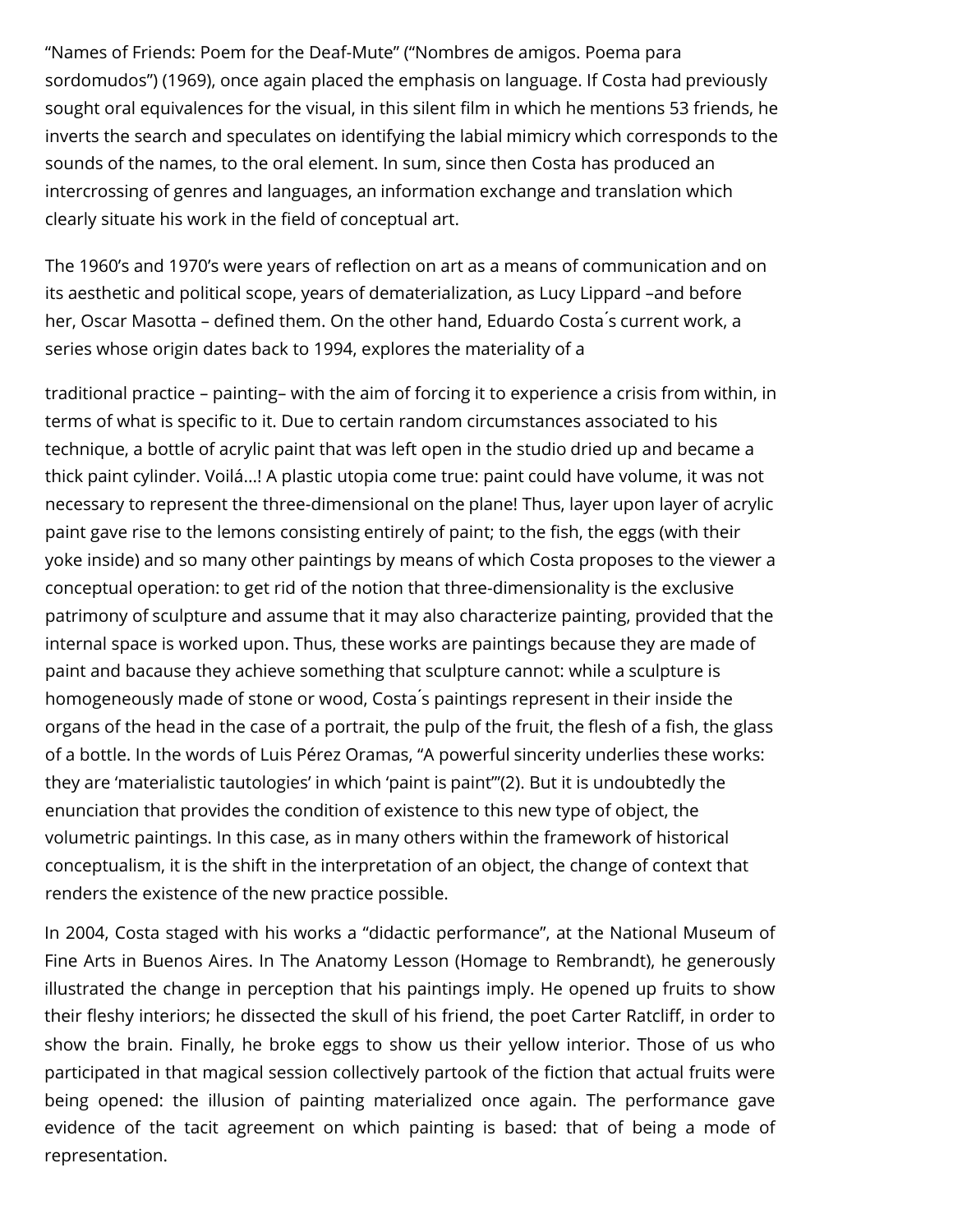"Names of Friends: Poem for the Deaf-Mute" ("Nombres de amigos. Poema para sordomudos") (1969), once again placed the emphasis on language. If Costa had previously sought oral equivalences for the visual, in this silent film in which he mentions 53 friends, he inverts the search and speculates on identifying the labial mimicry which corresponds to the sounds of the names, to the oral element. In sum, since then Costa has produced an intercrossing of genres and languages, an information exchange and translation which clearly situate his work in the field of conceptual art.

The 1960's and 1970's were years of reflection on art as a means of communication and on its aesthetic and political scope, years of dematerialization, as Lucy Lippard –and before her, Oscar Masotta – defined them. On the other hand, Eduardo Costa´s current work, a series whose origin dates back to 1994, explores the materiality of a traditional practice – painting– with the aim of forcing it to experience a crisis from within, in terms of what is specific to it. Due to certain random circumstances associated to his technique, a bottle of acrylic paint that was left open in the studio dried up and became a thick paint cylinder. Voilá...! A plastic utopia come true: paint could have volume, it was not necessary to represent the three-dimensional on the plane! Thus, layer upon layer of acrylic paint gave rise to the lemons consisting entirely of paint; to the fish, the eggs (with their yoke inside) and so many other paintings by means of which Costa proposes to the viewer a conceptual operation: to get rid of the notion that three-dimensionality is the exclusive patrimony of sculpture and assume that it may also characterize painting, provided that the internal space is worked upon. Thus, these works are paintings because they are made of paint and bacause they achieve something that sculpture cannot: while a sculpture is homogeneously made of stone or wood, Costa´s paintings represent in their inside the organs of the head in the case of a portrait, the pulp of the fruit, the flesh of a fish, the glass of a bottle. In the words of Luis Pérez Oramas, "A powerful sincerity underlies these works: they are 'materialistic tautologies' in which 'paint is paint'"(2). But it is undoubtedly the enunciation that provides the condition of existence to this new type of object, the volumetric paintings. In this case, as in many others within the framework of historical conceptualism, it is the shift in the interpretation of an object, the change of context that renders the existence of the new practice possible.

In 2004, Costa staged with his works a "didactic performance", at the National Museum of Fine Arts in Buenos Aires. In The Anatomy Lesson (Homage to Rembrandt), he generously illustrated the change in perception that his paintings imply. He opened up fruits to show their fleshy interiors; he dissected the skull of his friend, the poet Carter Ratcliff, in order to show the brain. Finally, he broke eggs to show us their yellow interior. Those of us who participated in that magical session collectively partook of the fiction that actual fruits were being opened: the illusion of painting materialized once again. The performance gave evidence of the tacit agreement on which painting is based: that of being a mode of representation.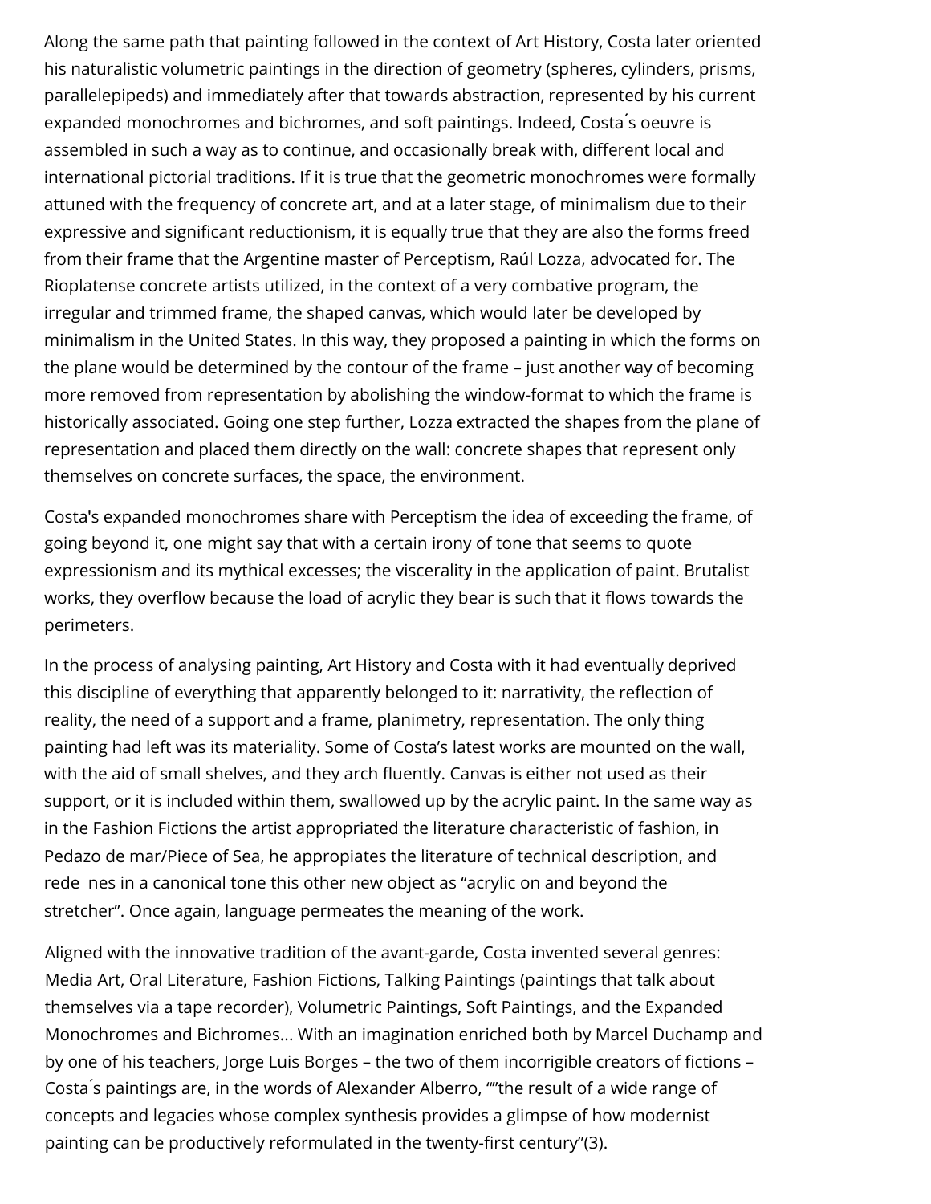Along the same path that painting followed in the context of Art History, Costa later oriented his naturalistic volumetric paintings in the direction of geometry (spheres, cylinders, prisms, parallelepipeds) and immediately after that towards abstraction, represented by his current expanded monochromes and bichromes, and soft paintings. Indeed, Costa´s oeuvre is assembled in such a way as to continue, and occasionally break with, different local and international pictorial traditions. If it is true that the geometric monochromes were formally attuned with the frequency of concrete art, and at a later stage, of minimalism due to their expressive and significant reductionism, it is equally true that they are also the forms freed from their frame that the Argentine master of Perceptism, Raúl Lozza, advocated for. The Rioplatense concrete artists utilized, in the context of a very combative program, the irregular and trimmed frame, the shaped canvas, which would later be developed by minimalism in the United States. In this way, they proposed a painting in which the forms on the plane would be determined by the contour of the frame – just another way of becoming more removed from representation by abolishing the window-format to which the frame is historically associated. Going one step further, Lozza extracted the shapes from the plane of representation and placed them directly on the wall: concrete shapes that represent only themselves on concrete surfaces, the space, the environment.

Costa's expanded monochromes share with Perceptism the idea of exceeding the frame, of going beyond it, one might say that with a certain irony of tone that seems to quote expressionism and its mythical excesses; the viscerality in the application of paint. Brutalist works, they overflow because the load of acrylic they bear is such that it flows towards the perimeters.

In the process of analysing painting, Art History and Costa with it had eventually deprived this discipline of everything that apparently belonged to it: narrativity, the reflection of reality, the need of a support and a frame, planimetry, representation. The only thing painting had left was its materiality. Some of Costa's latest works are mounted on the wall, with the aid of small shelves, and they arch fluently. Canvas is either not used as their support, or it is included within them, swallowed up by the acrylic paint. In the same way as in the Fashion Fictions the artist appropriated the literature characteristic of fashion, in Pedazo de mar/Piece of Sea, he appropiates the literature of technical description, and rede nes in a canonical tone this other new object as "acrylic on and beyond the stretcher". Once again, language permeates the meaning of the work.

Aligned with the innovative tradition of the avant-garde, Costa invented several genres: Media Art, Oral Literature, Fashion Fictions, Talking Paintings (paintings that talk about themselves via a tape recorder), Volumetric Paintings, Soft Paintings, and the Expanded Monochromes and Bichromes... With an imagination enriched both by Marcel Duchamp and by one of his teachers, Jorge Luis Borges – the two of them incorrigible creators of fictions – Costa´s paintings are, in the words of Alexander Alberro, ""the result of a wide range of concepts and legacies whose complex synthesis provides a glimpse of how modernist painting can be productively reformulated in the twenty-first century"(3).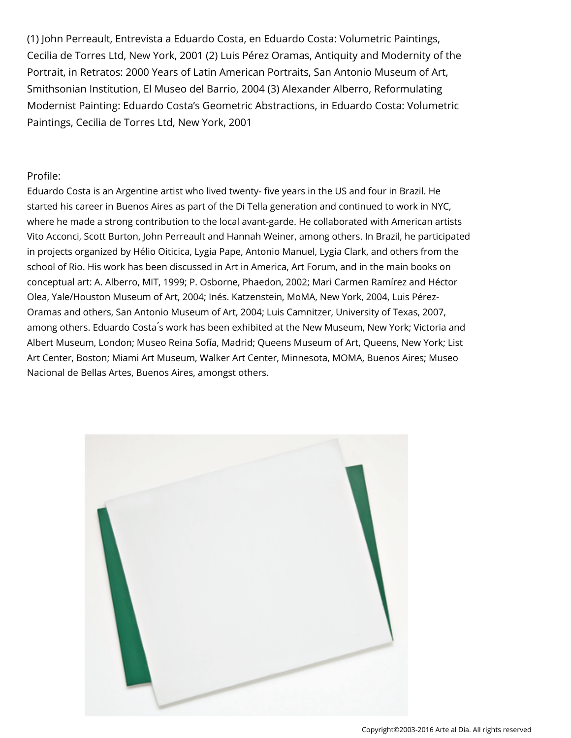(1) John Perreault, Entrevista a Eduardo Costa, en Eduardo Costa: Volumetric Paintings, Cecilia de Torres Ltd, New York, 2001 (2) Luis Pérez Oramas, Antiquity and Modernity of the Portrait, in Retratos: 2000 Years of Latin American Portraits, San Antonio Museum of Art, Smithsonian Institution, El Museo del Barrio, 2004 (3) Alexander Alberro, Reformulating Modernist Painting: Eduardo Costa's Geometric Abstractions, in Eduardo Costa: Volumetric Paintings, Cecilia de Torres Ltd, New York, 2001

Profile:

Eduardo Costa is an Argentine artist who lived twenty- five years in the US and four in Brazil. He started his career in Buenos Aires as part of the Di Tella generation and continued to work in NYC, where he made a strong contribution to the local avant-garde. He collaborated with American artists Vito Acconci, Scott Burton, John Perreault and Hannah Weiner, among others. In Brazil, he participated in projects organized by Hélio Oiticica, Lygia Pape, Antonio Manuel, Lygia Clark, and others from the school of Rio. His work has been discussed in Art in America, Art Forum, and in the main books on conceptual art: A. Alberro, MIT, 1999; P. Osborne, Phaedon, 2002; Mari Carmen Ramírez and Héctor Olea, Yale/Houston Museum of Art, 2004; Inés. Katzenstein, MoMA, New York, 2004, Luis Pérez-Oramas and others, San Antonio Museum of Art, 2004; Luis Camnitzer, University of Texas, 2007, among others. Eduardo Costa´s work has been exhibited at the New Museum, New York; Victoria and Albert Museum, London; Museo Reina Sofía, Madrid; Queens Museum of Art, Queens, New York; List Art Center, Boston; Miami Art Museum, Walker Art Center, Minnesota, MOMA, Buenos Aires; Museo Nacional de Bellas Artes, Buenos Aires, amongst others.

Copyright©2003-2016 Arte al Día. All rights reserved